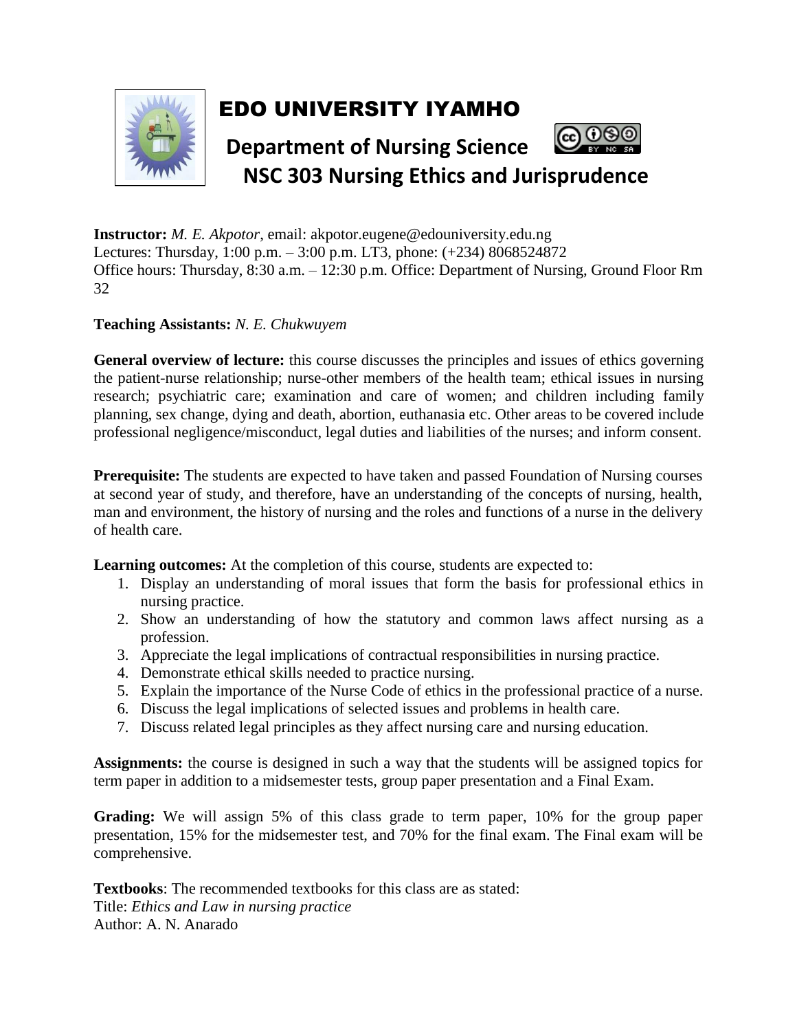# EDO UNIVERSITY IYAMHO

## Department of Nursing Science

## NSC 303 Nursing Ethics and Jurisprudence

**Instructor:** *M. E. Akpotor*, email: akpotor.eugene@edouniversity.edu.ng
Lectures: Thursday, 1:00 p.m. – 3:00 p.m. LT3, phone: (+234) 8068524872
Office hours: Thursday, 8:30 a.m. – 12:30 p.m. Office: Department of Nursing, Ground Floor Rm 32

**Teaching Assistants:** *N. E. Chukwuyem*

**General overview of lecture:** this course discusses the principles and issues of ethics governing the patient-nurse relationship; nurse-other members of the health team; ethical issues in nursing research; psychiatric care; examination and care of women; and children including family planning, sex change, dying and death, abortion, euthanasia etc. Other areas to be covered include professional negligence/misconduct, legal duties and liabilities of the nurses; and inform consent.

**Prerequisite:** The students are expected to have taken and passed Foundation of Nursing courses at second year of study, and therefore, have an understanding of the concepts of nursing, health, man and environment, the history of nursing and the roles and functions of a nurse in the delivery of health care.

**Learning outcomes:** At the completion of this course, students are expected to:

1. Display an understanding of moral issues that form the basis for professional ethics in nursing practice.
2. Show an understanding of how the statutory and common laws affect nursing as a profession.
3. Appreciate the legal implications of contractual responsibilities in nursing practice.
4. Demonstrate ethical skills needed to practice nursing.
5. Explain the importance of the Nurse Code of ethics in the professional practice of a nurse.
6. Discuss the legal implications of selected issues and problems in health care.
7. Discuss related legal principles as they affect nursing care and nursing education.

**Assignments:** the course is designed in such a way that the students will be assigned topics for term paper in addition to a midsemester tests, group paper presentation and a Final Exam.

**Grading:** We will assign 5% of this class grade to term paper, 10% for the group paper presentation, 15% for the midsemester test, and 70% for the final exam. The Final exam will be comprehensive.

**Textbooks**: The recommended textbooks for this class are as stated:
Title: *Ethics and Law in nursing practice*
Author: A. N. Anarado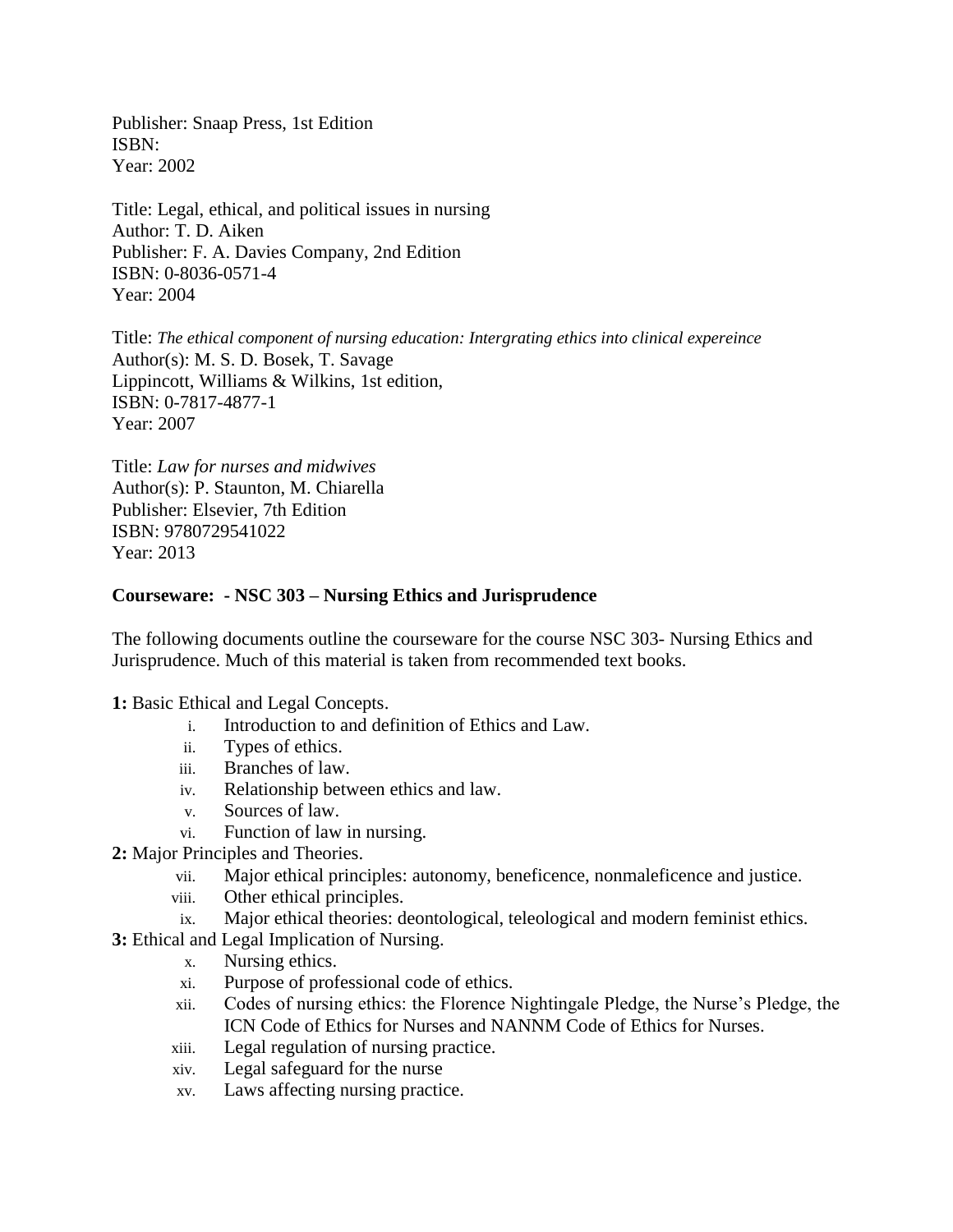Publisher: Snaap Press, 1st Edition
ISBN:
Year: 2002

Title: Legal, ethical, and political issues in nursing
Author: T. D. Aiken
Publisher: F. A. Davies Company, 2nd Edition
ISBN: 0-8036-0571-4
Year: 2004

Title: *The ethical component of nursing education: Intergrating ethics into clinical expereince*
Author(s): M. S. D. Bosek, T. Savage
Lippincott, Williams & Wilkins, 1st edition,
ISBN: 0-7817-4877-1
Year: 2007

Title: *Law for nurses and midwives*
Author(s): P. Staunton, M. Chiarella
Publisher: Elsevier, 7th Edition
ISBN: 9780729541022
Year: 2013

**Courseware: - NSC 303 – Nursing Ethics and Jurisprudence**

The following documents outline the courseware for the course NSC 303- Nursing Ethics and Jurisprudence. Much of this material is taken from recommended text books.

**1:** Basic Ethical and Legal Concepts.

- i. Introduction to and definition of Ethics and Law.
- ii. Types of ethics.
- iii. Branches of law.
- iv. Relationship between ethics and law.
- v. Sources of law.
- vi. Function of law in nursing.

**2:** Major Principles and Theories.

- vii. Major ethical principles: autonomy, beneficence, nonmaleficence and justice.
- viii. Other ethical principles.
- ix. Major ethical theories: deontological, teleological and modern feminist ethics.

**3:** Ethical and Legal Implication of Nursing.

- x. Nursing ethics.
- xi. Purpose of professional code of ethics.
- xii. Codes of nursing ethics: the Florence Nightingale Pledge, the Nurse's Pledge, the ICN Code of Ethics for Nurses and NANNM Code of Ethics for Nurses.
- xiii. Legal regulation of nursing practice.
- xiv. Legal safeguard for the nurse
- xv. Laws affecting nursing practice.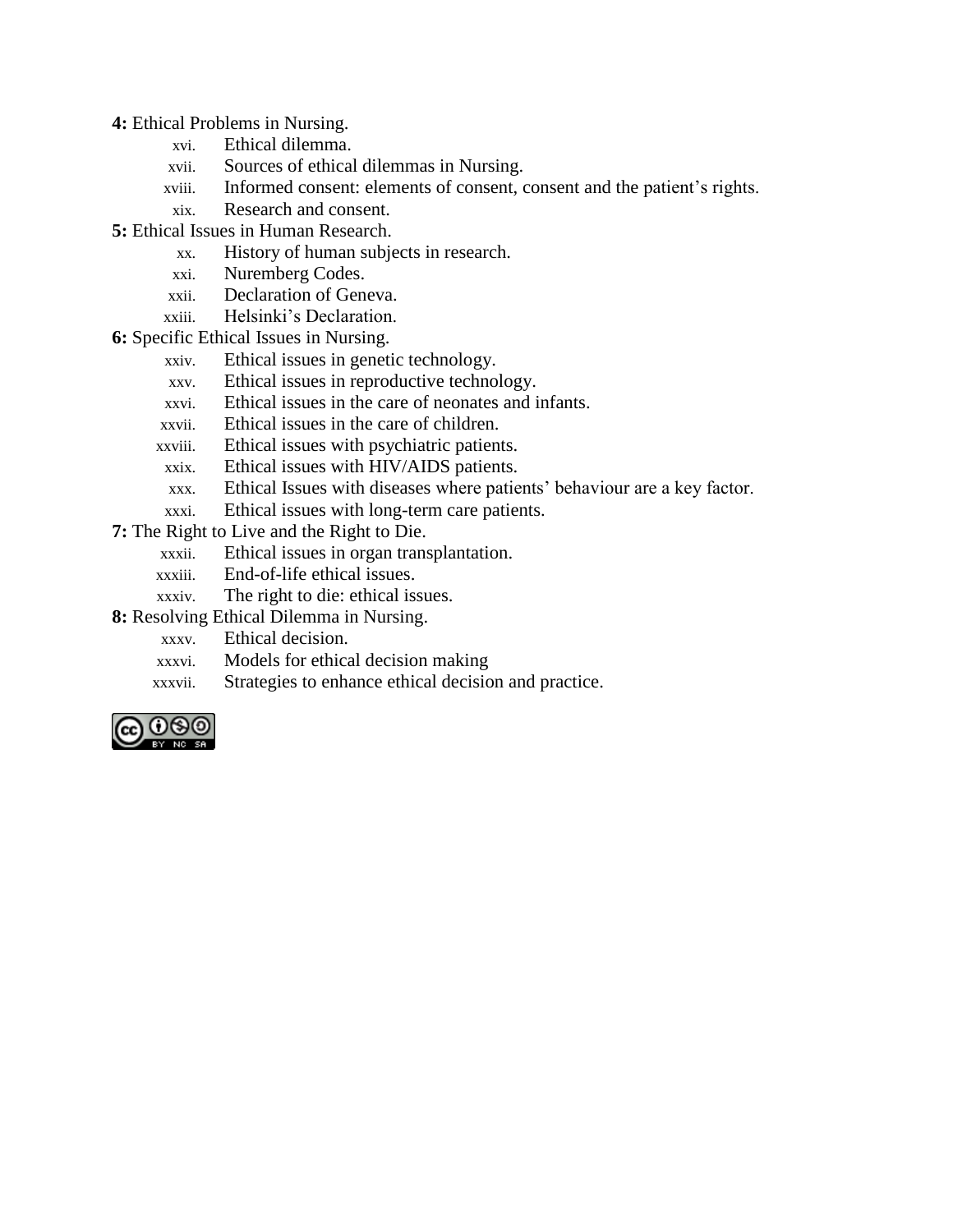**4:** Ethical Problems in Nursing.

xvi. Ethical dilemma.
xvii. Sources of ethical dilemmas in Nursing.
xviii. Informed consent: elements of consent, consent and the patient's rights.
xix. Research and consent.

**5:** Ethical Issues in Human Research.

xx. History of human subjects in research.
xxi. Nuremberg Codes.
xxii. Declaration of Geneva.
xxiii. Helsinki's Declaration.

**6:** Specific Ethical Issues in Nursing.

xxiv. Ethical issues in genetic technology.
xxv. Ethical issues in reproductive technology.
xxvi. Ethical issues in the care of neonates and infants.
xxvii. Ethical issues in the care of children.
xxviii. Ethical issues with psychiatric patients.
xxix. Ethical issues with HIV/AIDS patients.
xxx. Ethical Issues with diseases where patients' behaviour are a key factor.
xxxi. Ethical issues with long-term care patients.

**7:** The Right to Live and the Right to Die.

xxxii. Ethical issues in organ transplantation.
xxxiii. End-of-life ethical issues.
xxxiv. The right to die: ethical issues.

**8:** Resolving Ethical Dilemma in Nursing.

xxxv. Ethical decision.
xxxvi. Models for ethical decision making
xxxvii. Strategies to enhance ethical decision and practice.